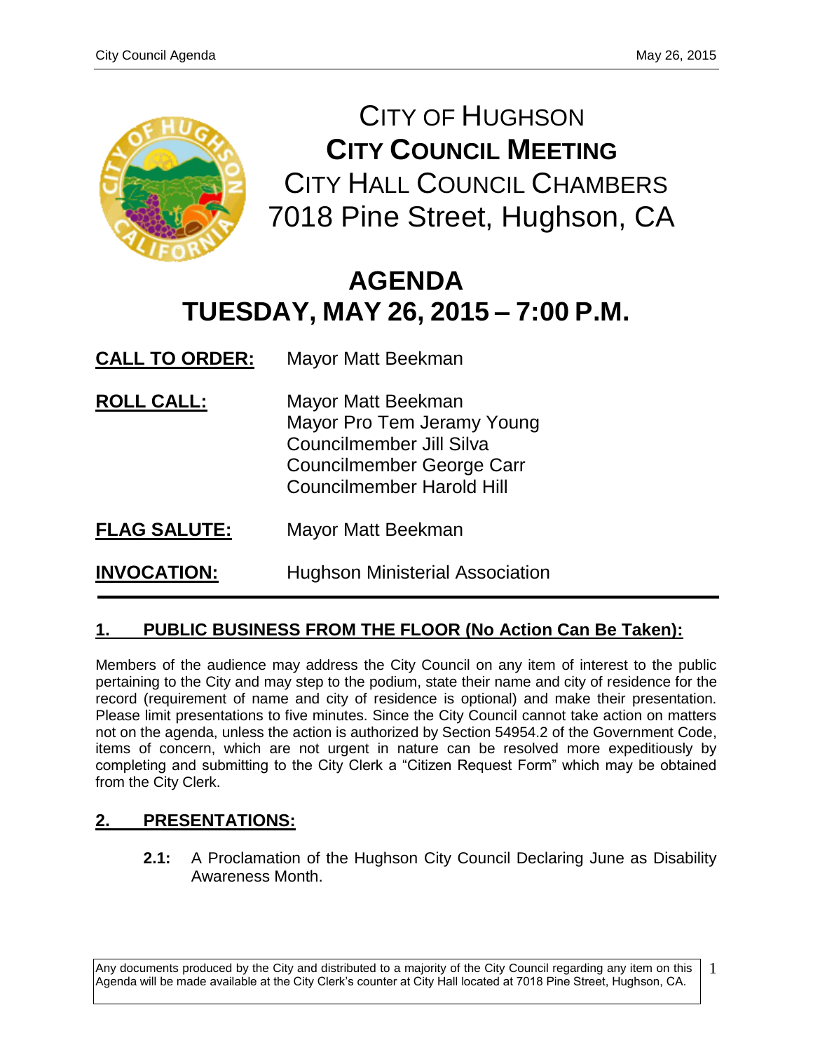# CITY OF HUGHSON
## CITY COUNCIL MEETING
### CITY HALL COUNCIL CHAMBERS
### 7018 Pine Street, Hughson, CA

# AGENDA
## TUESDAY, MAY 26, 2015 – 7:00 P.M.

**CALL TO ORDER:** Mayor Matt Beekman

**ROLL CALL:**
Mayor Matt Beekman
Mayor Pro Tem Jeramy Young
Councilmember Jill Silva
Councilmember George Carr
Councilmember Harold Hill

**FLAG SALUTE:** Mayor Matt Beekman

**INVOCATION:** Hughson Ministerial Association

---

## 1. PUBLIC BUSINESS FROM THE FLOOR (No Action Can Be Taken):

Members of the audience may address the City Council on any item of interest to the public pertaining to the City and may step to the podium, state their name and city of residence for the record (requirement of name and city of residence is optional) and make their presentation. Please limit presentations to five minutes. Since the City Council cannot take action on matters not on the agenda, unless the action is authorized by Section 54954.2 of the Government Code, items of concern, which are not urgent in nature can be resolved more expeditiously by completing and submitting to the City Clerk a "Citizen Request Form" which may be obtained from the City Clerk.

## 2. PRESENTATIONS:

**2.1:** A Proclamation of the Hughson City Council Declaring June as Disability Awareness Month.

Any documents produced by the City and distributed to a majority of the City Council regarding any item on this Agenda will be made available at the City Clerk's counter at City Hall located at 7018 Pine Street, Hughson, CA.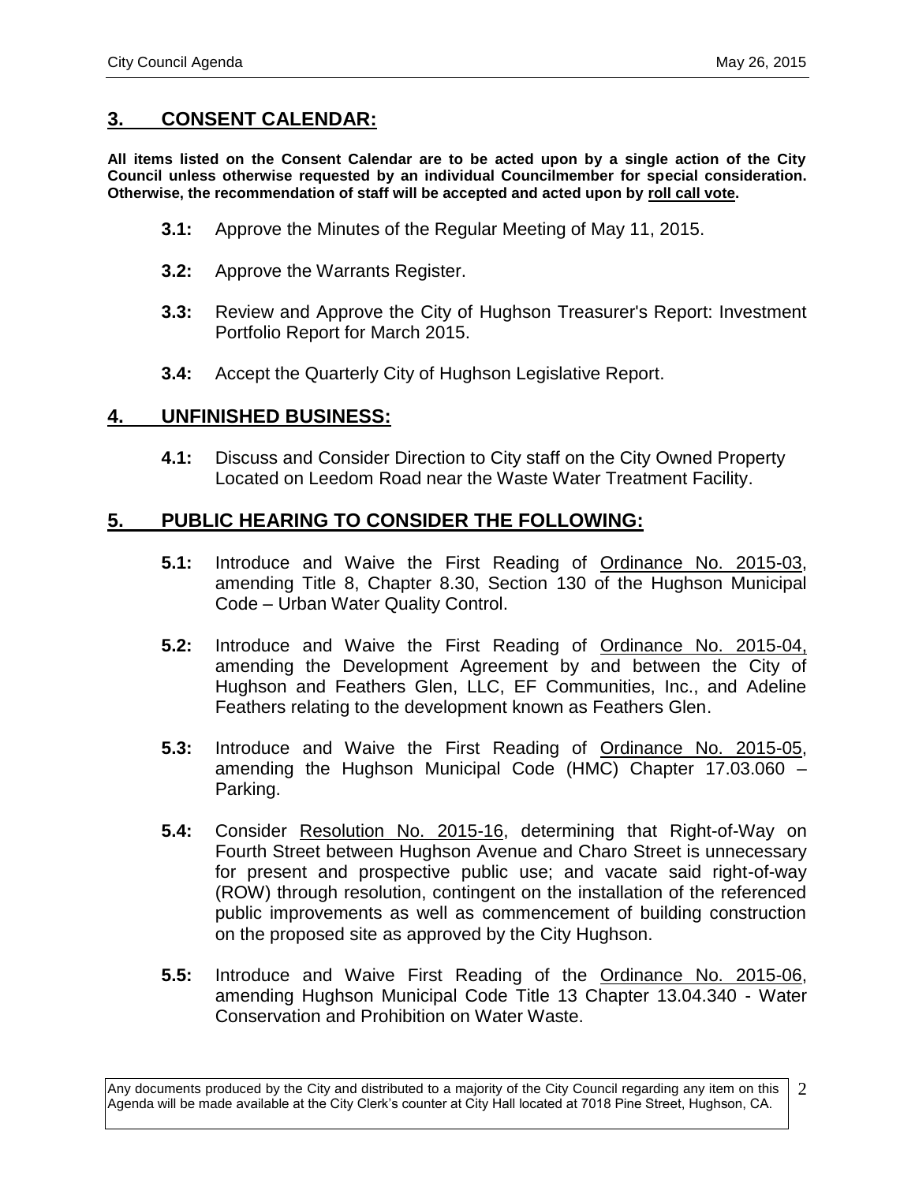## 3. CONSENT CALENDAR:

**All items listed on the Consent Calendar are to be acted upon by a single action of the City Council unless otherwise requested by an individual Councilmember for special consideration. Otherwise, the recommendation of staff will be accepted and acted upon by roll call vote.**

**3.1:** Approve the Minutes of the Regular Meeting of May 11, 2015.

**3.2:** Approve the Warrants Register.

**3.3:** Review and Approve the City of Hughson Treasurer's Report: Investment Portfolio Report for March 2015.

**3.4:** Accept the Quarterly City of Hughson Legislative Report.

## 4. UNFINISHED BUSINESS:

**4.1:** Discuss and Consider Direction to City staff on the City Owned Property Located on Leedom Road near the Waste Water Treatment Facility.

## 5. PUBLIC HEARING TO CONSIDER THE FOLLOWING:

**5.1:** Introduce and Waive the First Reading of Ordinance No. 2015-03, amending Title 8, Chapter 8.30, Section 130 of the Hughson Municipal Code – Urban Water Quality Control.

**5.2:** Introduce and Waive the First Reading of Ordinance No. 2015-04, amending the Development Agreement by and between the City of Hughson and Feathers Glen, LLC, EF Communities, Inc., and Adeline Feathers relating to the development known as Feathers Glen.

**5.3:** Introduce and Waive the First Reading of Ordinance No. 2015-05, amending the Hughson Municipal Code (HMC) Chapter 17.03.060 – Parking.

**5.4:** Consider Resolution No. 2015-16, determining that Right-of-Way on Fourth Street between Hughson Avenue and Charo Street is unnecessary for present and prospective public use; and vacate said right-of-way (ROW) through resolution, contingent on the installation of the referenced public improvements as well as commencement of building construction on the proposed site as approved by the City Hughson.

**5.5:** Introduce and Waive First Reading of the Ordinance No. 2015-06, amending Hughson Municipal Code Title 13 Chapter 13.04.340 - Water Conservation and Prohibition on Water Waste.

Any documents produced by the City and distributed to a majority of the City Council regarding any item on this Agenda will be made available at the City Clerk's counter at City Hall located at 7018 Pine Street, Hughson, CA.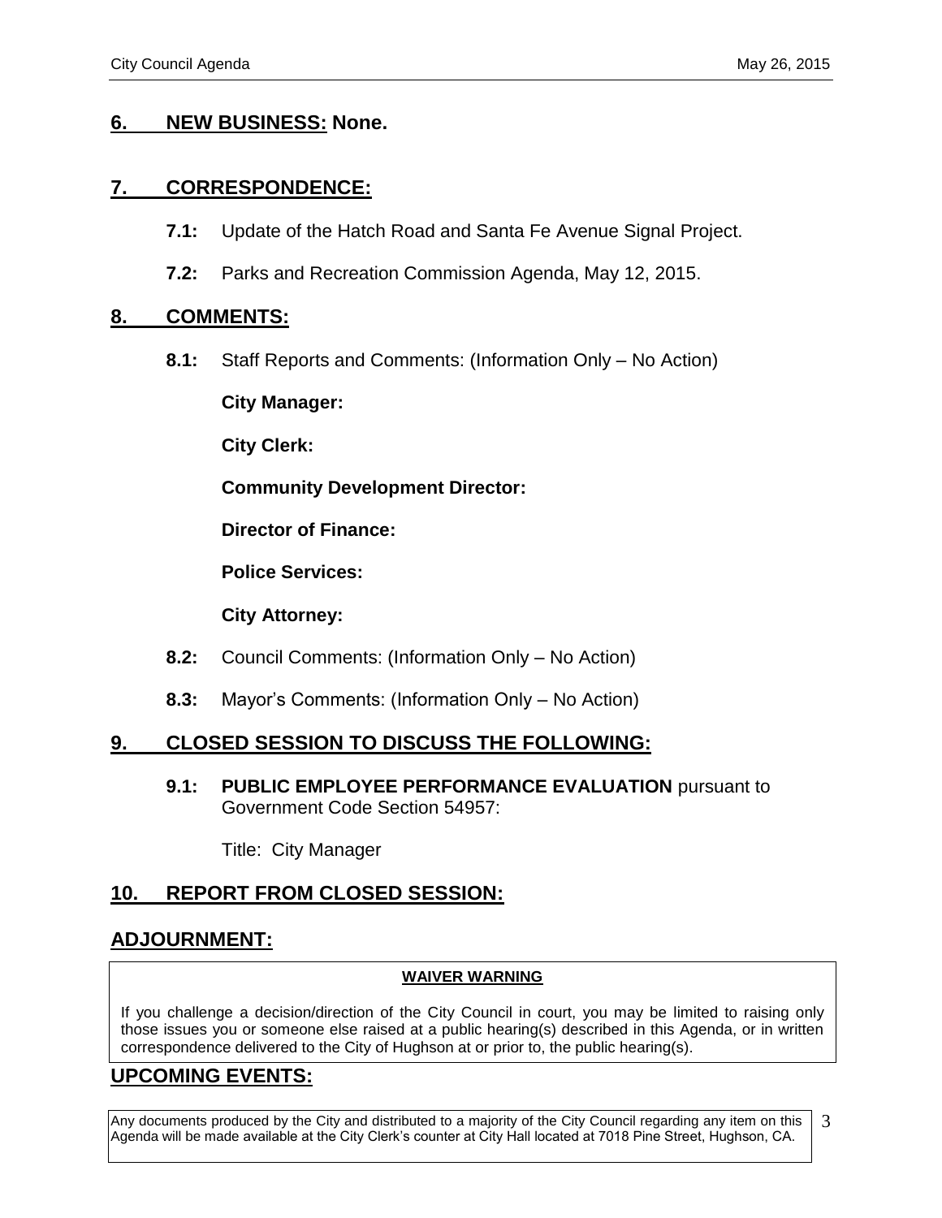## 6. NEW BUSINESS: None.

## 7. CORRESPONDENCE:

**7.1:** Update of the Hatch Road and Santa Fe Avenue Signal Project.

**7.2:** Parks and Recreation Commission Agenda, May 12, 2015.

## 8. COMMENTS:

**8.1:** Staff Reports and Comments: (Information Only – No Action)

**City Manager:**

**City Clerk:**

**Community Development Director:**

**Director of Finance:**

**Police Services:**

**City Attorney:**

**8.2:** Council Comments: (Information Only – No Action)

**8.3:** Mayor's Comments: (Information Only – No Action)

## 9. CLOSED SESSION TO DISCUSS THE FOLLOWING:

**9.1: PUBLIC EMPLOYEE PERFORMANCE EVALUATION** pursuant to Government Code Section 54957:

Title: City Manager

## 10. REPORT FROM CLOSED SESSION:

## ADJOURNMENT:

**WAIVER WARNING**

If you challenge a decision/direction of the City Council in court, you may be limited to raising only those issues you or someone else raised at a public hearing(s) described in this Agenda, or in written correspondence delivered to the City of Hughson at or prior to, the public hearing(s).

## UPCOMING EVENTS:

Any documents produced by the City and distributed to a majority of the City Council regarding any item on this Agenda will be made available at the City Clerk's counter at City Hall located at 7018 Pine Street, Hughson, CA.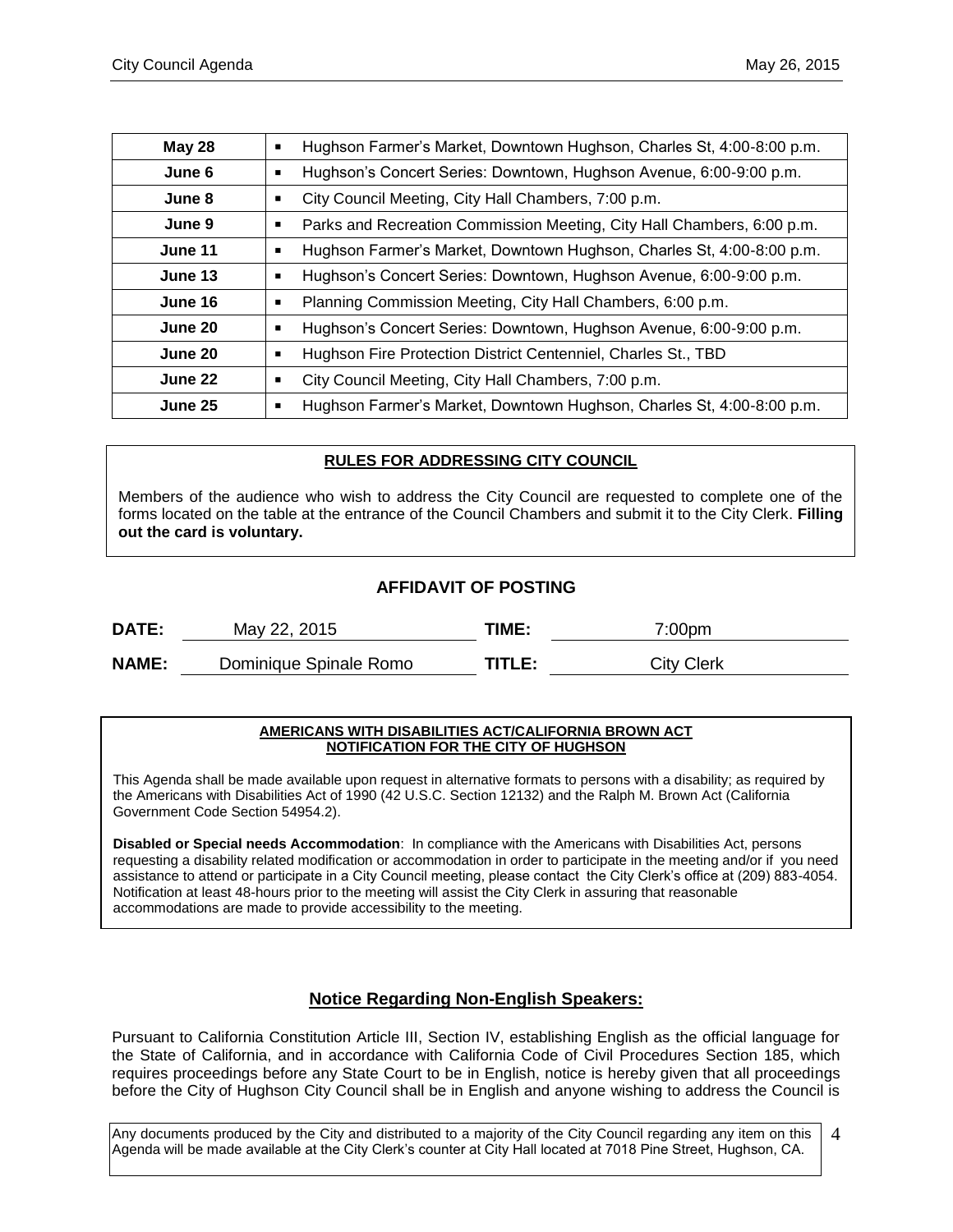| May 28 | ▪ Hughson Farmer's Market, Downtown Hughson, Charles St, 4:00-8:00 p.m. |
|---|---|
| June 6 | ▪ Hughson's Concert Series: Downtown, Hughson Avenue, 6:00-9:00 p.m. |
| June 8 | ▪ City Council Meeting, City Hall Chambers, 7:00 p.m. |
| June 9 | ▪ Parks and Recreation Commission Meeting, City Hall Chambers, 6:00 p.m. |
| June 11 | ▪ Hughson Farmer's Market, Downtown Hughson, Charles St, 4:00-8:00 p.m. |
| June 13 | ▪ Hughson's Concert Series: Downtown, Hughson Avenue, 6:00-9:00 p.m. |
| June 16 | ▪ Planning Commission Meeting, City Hall Chambers, 6:00 p.m. |
| June 20 | ▪ Hughson's Concert Series: Downtown, Hughson Avenue, 6:00-9:00 p.m. |
| June 20 | ▪ Hughson Fire Protection District Centennial, Charles St., TBD |
| June 22 | ▪ City Council Meeting, City Hall Chambers, 7:00 p.m. |
| June 25 | ▪ Hughson Farmer's Market, Downtown Hughson, Charles St, 4:00-8:00 p.m. |

**RULES FOR ADDRESSING CITY COUNCIL**

Members of the audience who wish to address the City Council are requested to complete one of the forms located on the table at the entrance of the Council Chambers and submit it to the City Clerk. **Filling out the card is voluntary.**

## AFFIDAVIT OF POSTING

**DATE:** May 22, 2015 **TIME:** 7:00pm

**NAME:** Dominique Spinale Romo **TITLE:** City Clerk

**AMERICANS WITH DISABILITIES ACT/CALIFORNIA BROWN ACT NOTIFICATION FOR THE CITY OF HUGHSON**

This Agenda shall be made available upon request in alternative formats to persons with a disability; as required by the Americans with Disabilities Act of 1990 (42 U.S.C. Section 12132) and the Ralph M. Brown Act (California Government Code Section 54954.2).

**Disabled or Special needs Accommodation**: In compliance with the Americans with Disabilities Act, persons requesting a disability related modification or accommodation in order to participate in the meeting and/or if you need assistance to attend or participate in a City Council meeting, please contact the City Clerk's office at (209) 883-4054. Notification at least 48-hours prior to the meeting will assist the City Clerk in assuring that reasonable accommodations are made to provide accessibility to the meeting.

**Notice Regarding Non-English Speakers:**

Pursuant to California Constitution Article III, Section IV, establishing English as the official language for the State of California, and in accordance with California Code of Civil Procedures Section 185, which requires proceedings before any State Court to be in English, notice is hereby given that all proceedings before the City of Hughson City Council shall be in English and anyone wishing to address the Council is

Any documents produced by the City and distributed to a majority of the City Council regarding any item on this Agenda will be made available at the City Clerk's counter at City Hall located at 7018 Pine Street, Hughson, CA.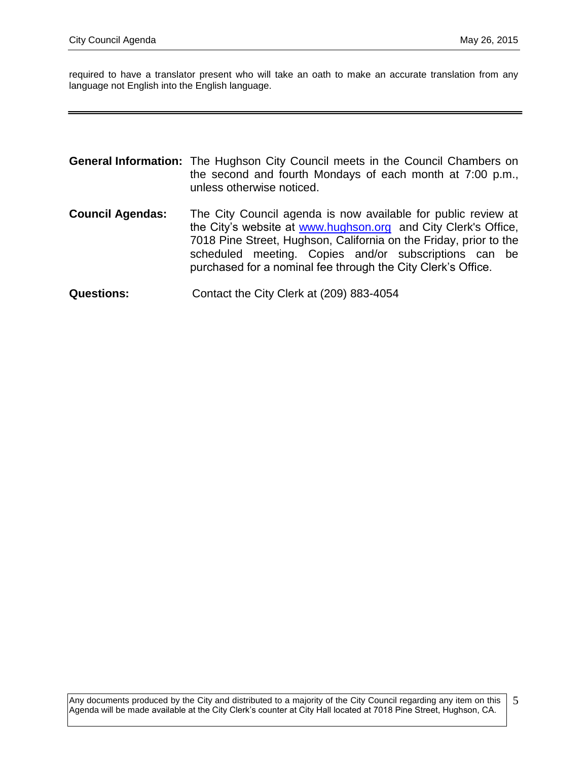required to have a translator present who will take an oath to make an accurate translation from any language not English into the English language.

---

**General Information:** The Hughson City Council meets in the Council Chambers on the second and fourth Mondays of each month at 7:00 p.m., unless otherwise noticed.

**Council Agendas:** The City Council agenda is now available for public review at the City's website at [www.hughson.org](http://www.hughson.org) and City Clerk's Office, 7018 Pine Street, Hughson, California on the Friday, prior to the scheduled meeting. Copies and/or subscriptions can be purchased for a nominal fee through the City Clerk's Office.

**Questions:** Contact the City Clerk at (209) 883-4054

Any documents produced by the City and distributed to a majority of the City Council regarding any item on this Agenda will be made available at the City Clerk's counter at City Hall located at 7018 Pine Street, Hughson, CA.